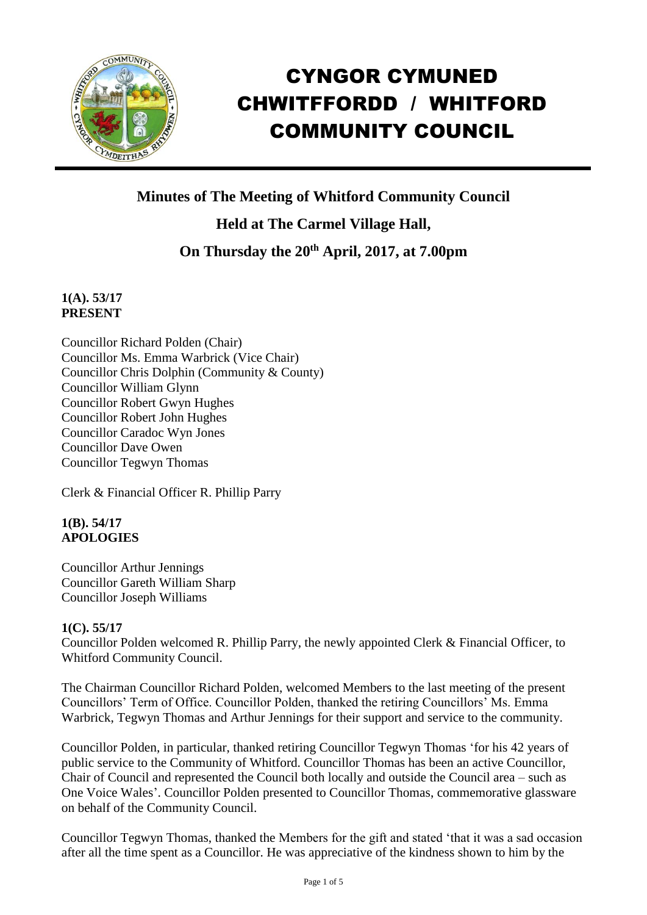# CYNGOR CYMUNED CHWITFFORDD / WHITFORD COMMUNITY COUNCIL

## Minutes of The Meeting of Whitford Community Council

## Held at The Carmel Village Hall,

## On Thursday the 20th April, 2017, at 7.00pm

**1(A). 53/17**
**PRESENT**

Councillor Richard Polden (Chair)
Councillor Ms. Emma Warbrick (Vice Chair)
Councillor Chris Dolphin (Community & County)
Councillor William Glynn
Councillor Robert Gwyn Hughes
Councillor Robert John Hughes
Councillor Caradoc Wyn Jones
Councillor Dave Owen
Councillor Tegwyn Thomas

Clerk & Financial Officer R. Phillip Parry

**1(B). 54/17**
**APOLOGIES**

Councillor Arthur Jennings
Councillor Gareth William Sharp
Councillor Joseph Williams

**1(C). 55/17**

Councillor Polden welcomed R. Phillip Parry, the newly appointed Clerk & Financial Officer, to Whitford Community Council.

The Chairman Councillor Richard Polden, welcomed Members to the last meeting of the present Councillors' Term of Office. Councillor Polden, thanked the retiring Councillors' Ms. Emma Warbrick, Tegwyn Thomas and Arthur Jennings for their support and service to the community.

Councillor Polden, in particular, thanked retiring Councillor Tegwyn Thomas 'for his 42 years of public service to the Community of Whitford. Councillor Thomas has been an active Councillor, Chair of Council and represented the Council both locally and outside the Council area – such as One Voice Wales'. Councillor Polden presented to Councillor Thomas, commemorative glassware on behalf of the Community Council.

Councillor Tegwyn Thomas, thanked the Members for the gift and stated 'that it was a sad occasion after all the time spent as a Councillor. He was appreciative of the kindness shown to him by the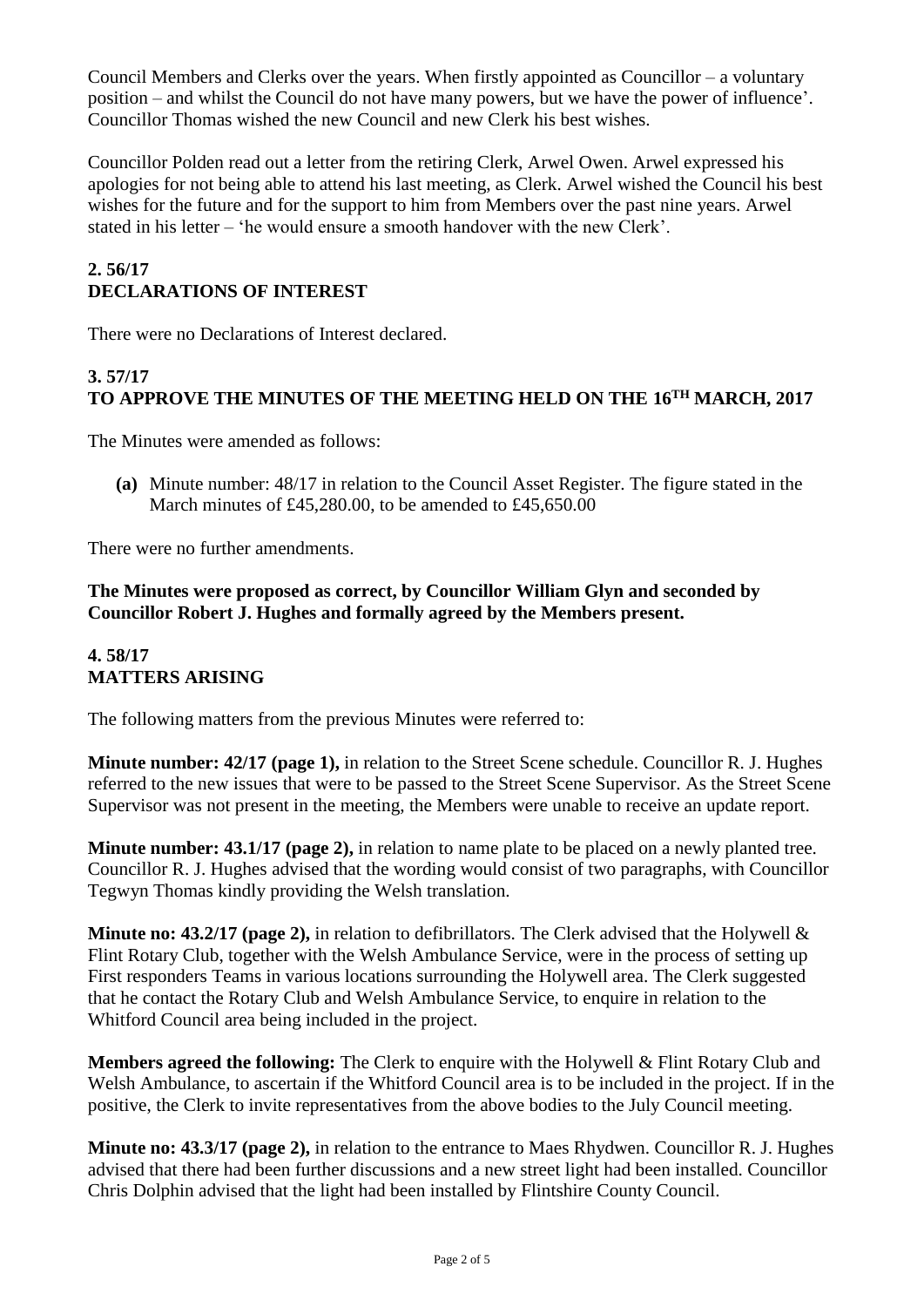Council Members and Clerks over the years. When firstly appointed as Councillor – a voluntary position – and whilst the Council do not have many powers, but we have the power of influence'. Councillor Thomas wished the new Council and new Clerk his best wishes.

Councillor Polden read out a letter from the retiring Clerk, Arwel Owen. Arwel expressed his apologies for not being able to attend his last meeting, as Clerk. Arwel wished the Council his best wishes for the future and for the support to him from Members over the past nine years. Arwel stated in his letter – 'he would ensure a smooth handover with the new Clerk'.

## 2. 56/17
## DECLARATIONS OF INTEREST

There were no Declarations of Interest declared.

## 3. 57/17
## TO APPROVE THE MINUTES OF THE MEETING HELD ON THE 16TH MARCH, 2017

The Minutes were amended as follows:

**(a)** Minute number: 48/17 in relation to the Council Asset Register. The figure stated in the March minutes of £45,280.00, to be amended to £45,650.00

There were no further amendments.

**The Minutes were proposed as correct, by Councillor William Glyn and seconded by Councillor Robert J. Hughes and formally agreed by the Members present.**

## 4. 58/17
## MATTERS ARISING

The following matters from the previous Minutes were referred to:

**Minute number: 42/17 (page 1),** in relation to the Street Scene schedule. Councillor R. J. Hughes referred to the new issues that were to be passed to the Street Scene Supervisor. As the Street Scene Supervisor was not present in the meeting, the Members were unable to receive an update report.

**Minute number: 43.1/17 (page 2),** in relation to name plate to be placed on a newly planted tree. Councillor R. J. Hughes advised that the wording would consist of two paragraphs, with Councillor Tegwyn Thomas kindly providing the Welsh translation.

**Minute no: 43.2/17 (page 2),** in relation to defibrillators. The Clerk advised that the Holywell & Flint Rotary Club, together with the Welsh Ambulance Service, were in the process of setting up First responders Teams in various locations surrounding the Holywell area. The Clerk suggested that he contact the Rotary Club and Welsh Ambulance Service, to enquire in relation to the Whitford Council area being included in the project.

**Members agreed the following:** The Clerk to enquire with the Holywell & Flint Rotary Club and Welsh Ambulance, to ascertain if the Whitford Council area is to be included in the project. If in the positive, the Clerk to invite representatives from the above bodies to the July Council meeting.

**Minute no: 43.3/17 (page 2),** in relation to the entrance to Maes Rhydwen. Councillor R. J. Hughes advised that there had been further discussions and a new street light had been installed. Councillor Chris Dolphin advised that the light had been installed by Flintshire County Council.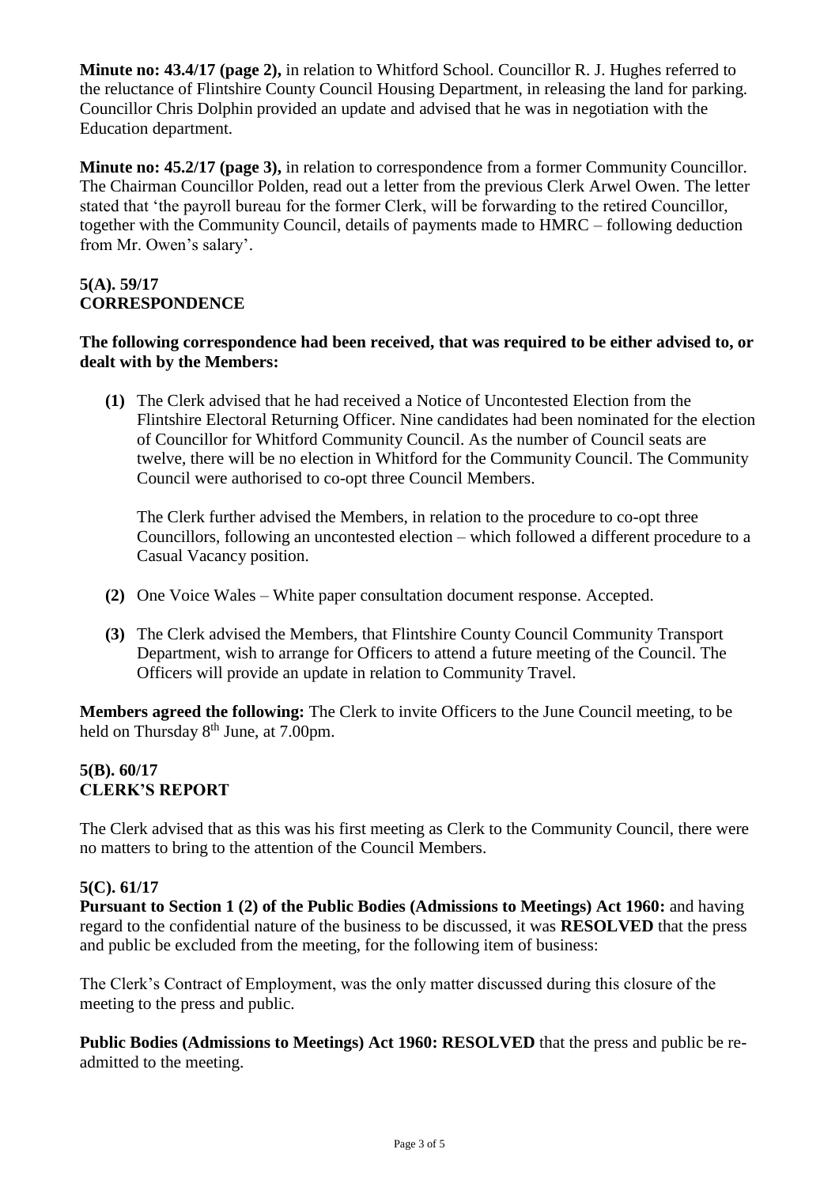**Minute no: 43.4/17 (page 2),** in relation to Whitford School. Councillor R. J. Hughes referred to the reluctance of Flintshire County Council Housing Department, in releasing the land for parking. Councillor Chris Dolphin provided an update and advised that he was in negotiation with the Education department.

**Minute no: 45.2/17 (page 3),** in relation to correspondence from a former Community Councillor. The Chairman Councillor Polden, read out a letter from the previous Clerk Arwel Owen. The letter stated that 'the payroll bureau for the former Clerk, will be forwarding to the retired Councillor, together with the Community Council, details of payments made to HMRC – following deduction from Mr. Owen's salary'.

## 5(A). 59/17
## CORRESPONDENCE

**The following correspondence had been received, that was required to be either advised to, or dealt with by the Members:**

**(1)** The Clerk advised that he had received a Notice of Uncontested Election from the Flintshire Electoral Returning Officer. Nine candidates had been nominated for the election of Councillor for Whitford Community Council. As the number of Council seats are twelve, there will be no election in Whitford for the Community Council. The Community Council were authorised to co-opt three Council Members.

The Clerk further advised the Members, in relation to the procedure to co-opt three Councillors, following an uncontested election – which followed a different procedure to a Casual Vacancy position.

**(2)** One Voice Wales – White paper consultation document response. Accepted.

**(3)** The Clerk advised the Members, that Flintshire County Council Community Transport Department, wish to arrange for Officers to attend a future meeting of the Council. The Officers will provide an update in relation to Community Travel.

**Members agreed the following:** The Clerk to invite Officers to the June Council meeting, to be held on Thursday 8th June, at 7.00pm.

## 5(B). 60/17
## CLERK'S REPORT

The Clerk advised that as this was his first meeting as Clerk to the Community Council, there were no matters to bring to the attention of the Council Members.

## 5(C). 61/17

**Pursuant to Section 1 (2) of the Public Bodies (Admissions to Meetings) Act 1960:** and having regard to the confidential nature of the business to be discussed, it was **RESOLVED** that the press and public be excluded from the meeting, for the following item of business:

The Clerk's Contract of Employment, was the only matter discussed during this closure of the meeting to the press and public.

**Public Bodies (Admissions to Meetings) Act 1960: RESOLVED** that the press and public be re-admitted to the meeting.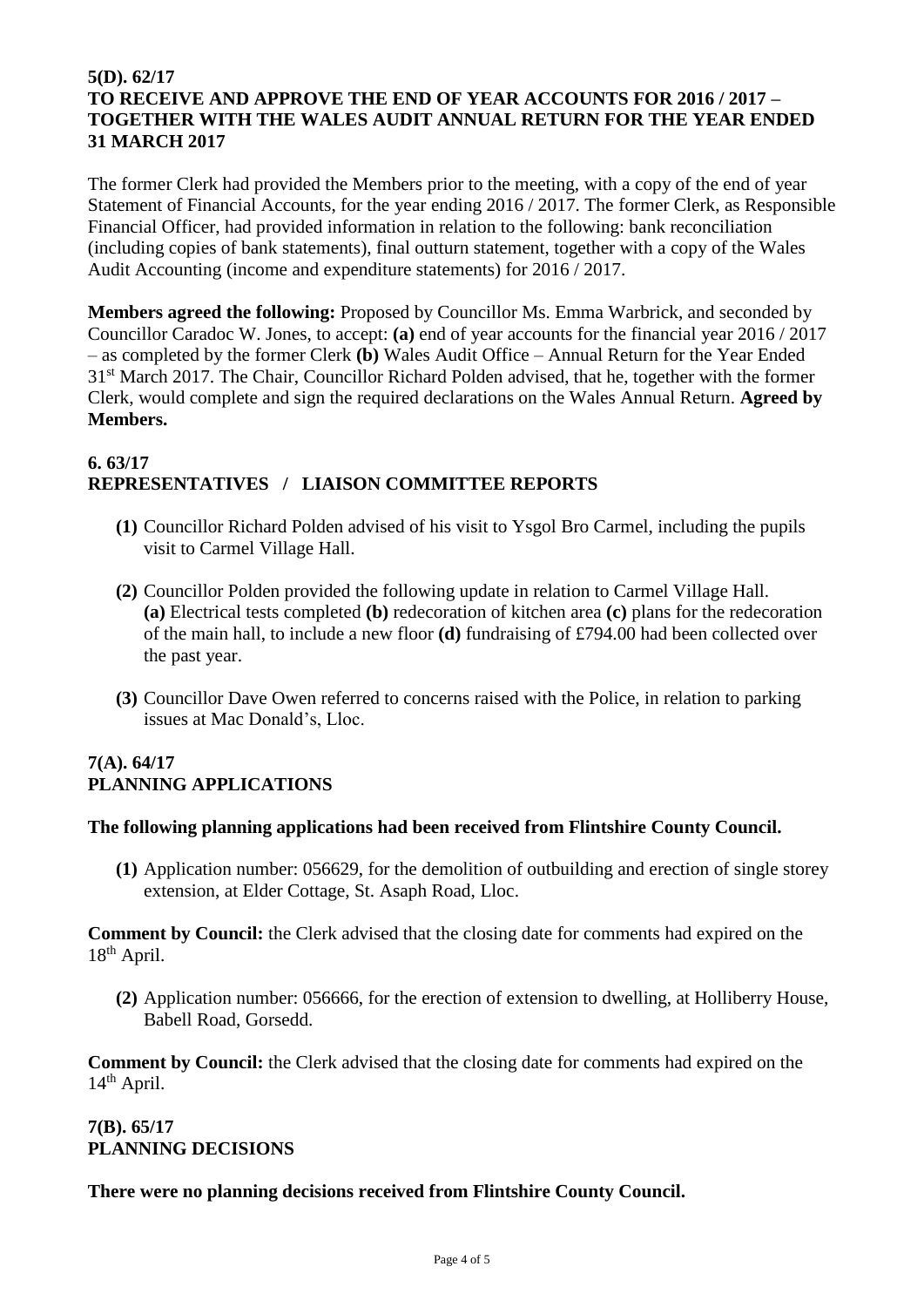**5(D). 62/17**
**TO RECEIVE AND APPROVE THE END OF YEAR ACCOUNTS FOR 2016 / 2017 – TOGETHER WITH THE WALES AUDIT ANNUAL RETURN FOR THE YEAR ENDED 31 MARCH 2017**

The former Clerk had provided the Members prior to the meeting, with a copy of the end of year Statement of Financial Accounts, for the year ending 2016 / 2017. The former Clerk, as Responsible Financial Officer, had provided information in relation to the following: bank reconciliation (including copies of bank statements), final outturn statement, together with a copy of the Wales Audit Accounting (income and expenditure statements) for 2016 / 2017.

**Members agreed the following:** Proposed by Councillor Ms. Emma Warbrick, and seconded by Councillor Caradoc W. Jones, to accept: **(a)** end of year accounts for the financial year 2016 / 2017 – as completed by the former Clerk **(b)** Wales Audit Office – Annual Return for the Year Ended 31st March 2017. The Chair, Councillor Richard Polden advised, that he, together with the former Clerk, would complete and sign the required declarations on the Wales Annual Return. **Agreed by Members.**

**6. 63/17**
**REPRESENTATIVES / LIAISON COMMITTEE REPORTS**

- **(1)** Councillor Richard Polden advised of his visit to Ysgol Bro Carmel, including the pupils visit to Carmel Village Hall.
- **(2)** Councillor Polden provided the following update in relation to Carmel Village Hall. **(a)** Electrical tests completed **(b)** redecoration of kitchen area **(c)** plans for the redecoration of the main hall, to include a new floor **(d)** fundraising of £794.00 had been collected over the past year.
- **(3)** Councillor Dave Owen referred to concerns raised with the Police, in relation to parking issues at Mac Donald's, Lloc.

**7(A). 64/17**
**PLANNING APPLICATIONS**

**The following planning applications had been received from Flintshire County Council.**

- **(1)** Application number: 056629, for the demolition of outbuilding and erection of single storey extension, at Elder Cottage, St. Asaph Road, Lloc.

**Comment by Council:** the Clerk advised that the closing date for comments had expired on the 18th April.

- **(2)** Application number: 056666, for the erection of extension to dwelling, at Holliberry House, Babell Road, Gorsedd.

**Comment by Council:** the Clerk advised that the closing date for comments had expired on the 14th April.

**7(B). 65/17**
**PLANNING DECISIONS**

**There were no planning decisions received from Flintshire County Council.**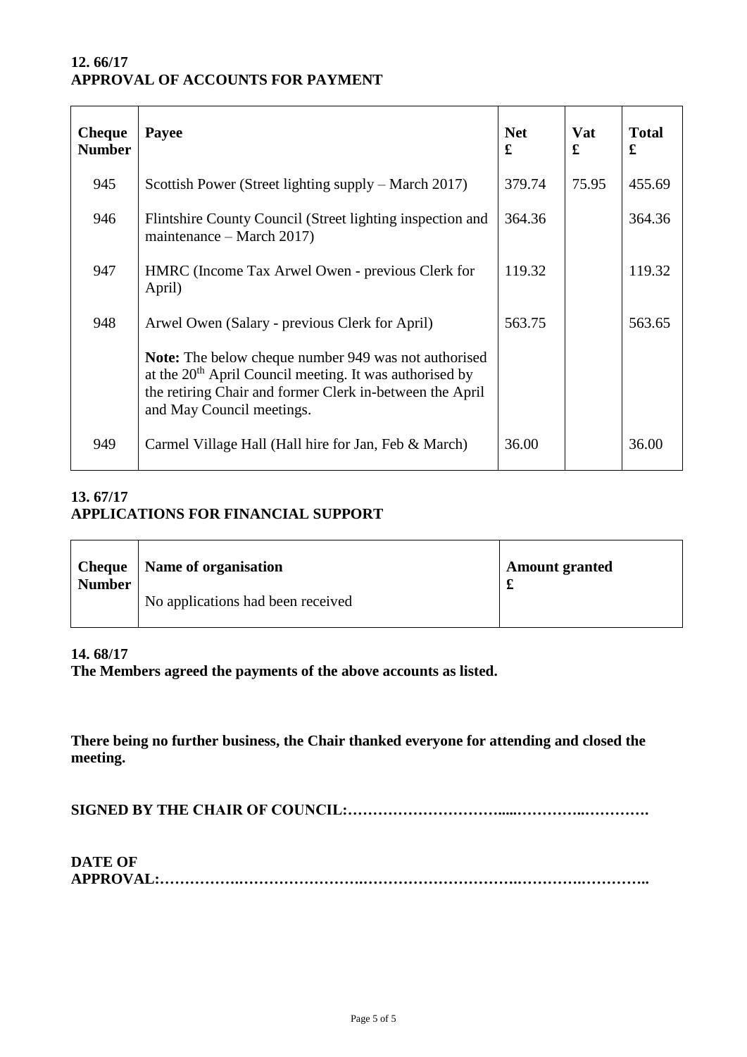**12. 66/17**
**APPROVAL OF ACCOUNTS FOR PAYMENT**

| Cheque Number | Payee | Net £ | Vat £ | Total £ |
|---|---|---|---|---|
| 945 | Scottish Power (Street lighting supply – March 2017) | 379.74 | 75.95 | 455.69 |
| 946 | Flintshire County Council (Street lighting inspection and maintenance – March 2017) | 364.36 | | 364.36 |
| 947 | HMRC (Income Tax Arwel Owen - previous Clerk for April) | 119.32 | | 119.32 |
| 948 | Arwel Owen (Salary - previous Clerk for April) | 563.75 | | 563.65 |
| | **Note:** The below cheque number 949 was not authorised at the 20th April Council meeting. It was authorised by the retiring Chair and former Clerk in-between the April and May Council meetings. | | | |
| 949 | Carmel Village Hall (Hall hire for Jan, Feb & March) | 36.00 | | 36.00 |

**13. 67/17**
**APPLICATIONS FOR FINANCIAL SUPPORT**

| Cheque Number | Name of organisation | Amount granted £ |
|---|---|---|
| | No applications had been received | |

**14. 68/17**
**The Members agreed the payments of the above accounts as listed.**

**There being no further business, the Chair thanked everyone for attending and closed the meeting.**

**SIGNED BY THE CHAIR OF COUNCIL:…………………………....…………..………….**

**DATE OF APPROVAL:…………….…………………….…………………………….………….…………..**